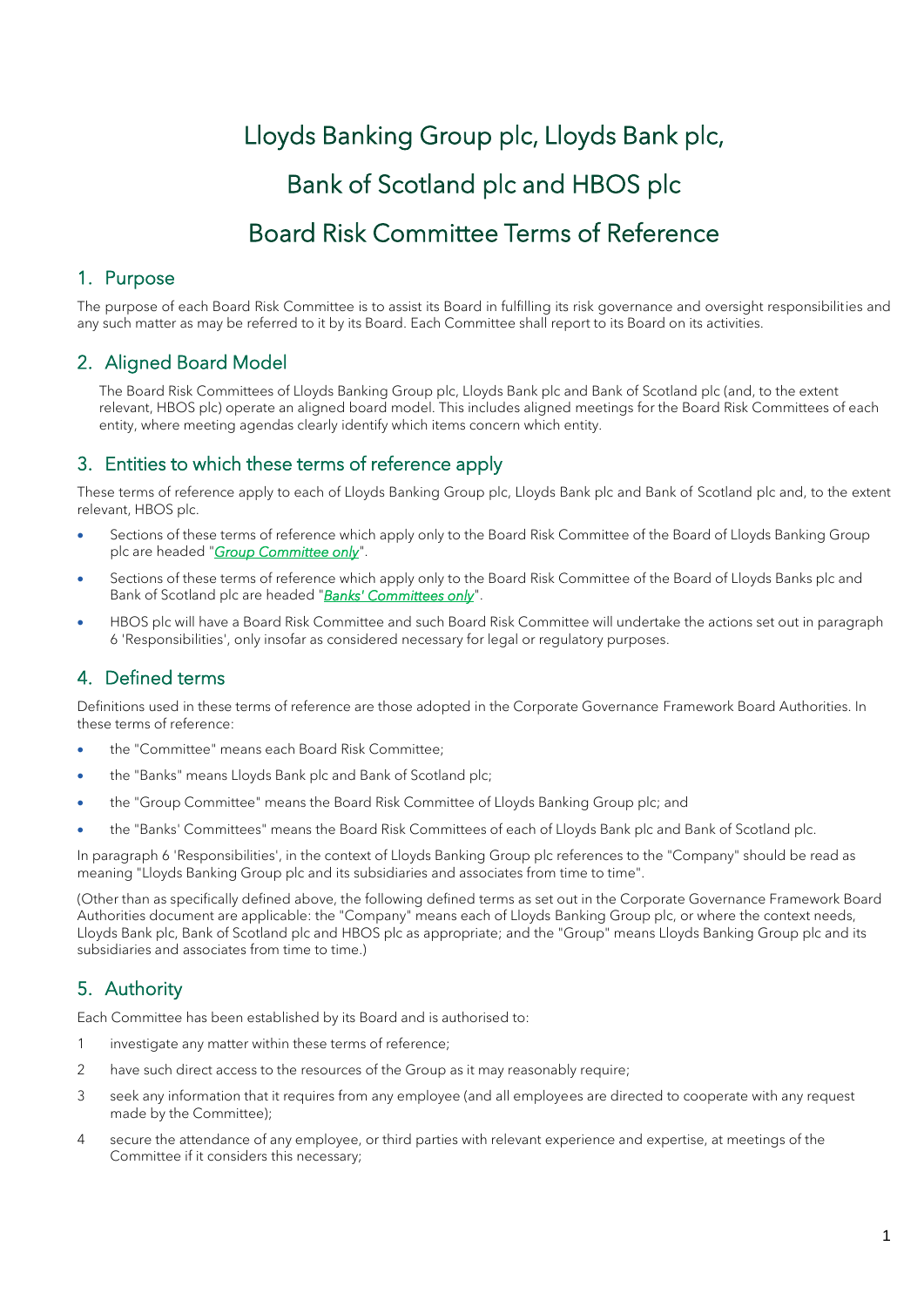# Lloyds Banking Group plc, Lloyds Bank plc, Bank of Scotland plc and HBOS plc Board Risk Committee Terms of Reference

## 1. Purpose

The purpose of each Board Risk Committee is to assist its Board in fulfilling its risk governance and oversight responsibilities and any such matter as may be referred to it by its Board. Each Committee shall report to its Board on its activities.

## 2. Aligned Board Model

The Board Risk Committees of Lloyds Banking Group plc, Lloyds Bank plc and Bank of Scotland plc (and, to the extent relevant, HBOS plc) operate an aligned board model. This includes aligned meetings for the Board Risk Committees of each entity, where meeting agendas clearly identify which items concern which entity.

## 3. Entities to which these terms of reference apply

These terms of reference apply to each of Lloyds Banking Group plc, Lloyds Bank plc and Bank of Scotland plc and, to the extent relevant, HBOS plc.

- Sections of these terms of reference which apply only to the Board Risk Committee of the Board of Lloyds Banking Group plc are headed "*Group Committee only*".
- Sections of these terms of reference which apply only to the Board Risk Committee of the Board of Lloyds Banks plc and Bank of Scotland plc are headed "***Banks' Committees only***".
- HBOS plc will have a Board Risk Committee and such Board Risk Committee will undertake the actions set out in paragraph 6 'Responsibilities', only insofar as considered necessary for legal or regulatory purposes.

## 4. Defined terms

Definitions used in these terms of reference are those adopted in the Corporate Governance Framework Board Authorities. In these terms of reference:

- the "Committee" means each Board Risk Committee;
- the "Banks" means Lloyds Bank plc and Bank of Scotland plc;
- the "Group Committee" means the Board Risk Committee of Lloyds Banking Group plc; and
- the "Banks' Committees" means the Board Risk Committees of each of Lloyds Bank plc and Bank of Scotland plc.

In paragraph 6 'Responsibilities', in the context of Lloyds Banking Group plc references to the "Company" should be read as meaning "Lloyds Banking Group plc and its subsidiaries and associates from time to time".

(Other than as specifically defined above, the following defined terms as set out in the Corporate Governance Framework Board Authorities document are applicable: the "Company" means each of Lloyds Banking Group plc, or where the context needs, Lloyds Bank plc, Bank of Scotland plc and HBOS plc as appropriate; and the "Group" means Lloyds Banking Group plc and its subsidiaries and associates from time to time.)

## 5. Authority

Each Committee has been established by its Board and is authorised to:

1. investigate any matter within these terms of reference;
2. have such direct access to the resources of the Group as it may reasonably require;
3. seek any information that it requires from any employee (and all employees are directed to cooperate with any request made by the Committee);
4. secure the attendance of any employee, or third parties with relevant experience and expertise, at meetings of the Committee if it considers this necessary;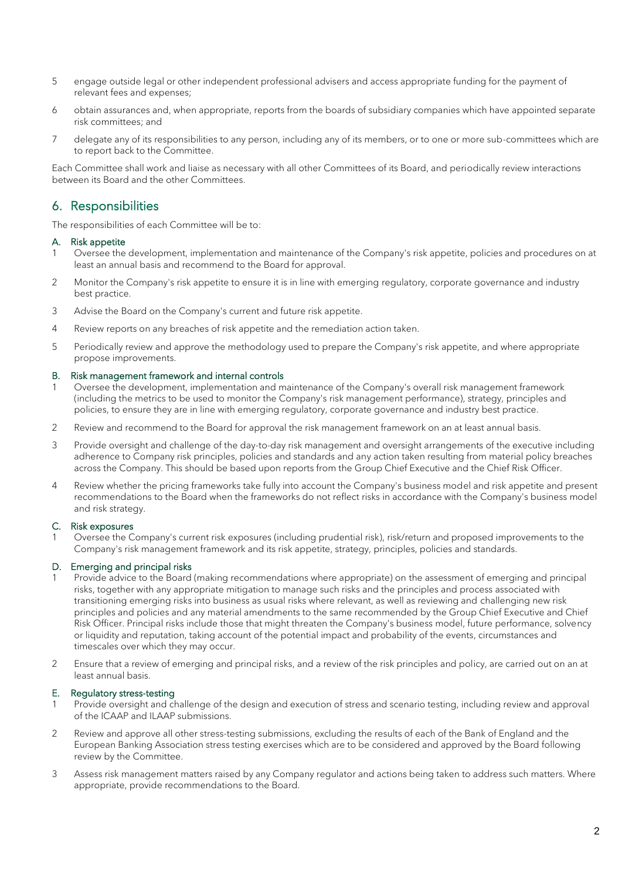5 engage outside legal or other independent professional advisers and access appropriate funding for the payment of relevant fees and expenses;

6 obtain assurances and, when appropriate, reports from the boards of subsidiary companies which have appointed separate risk committees; and

7 delegate any of its responsibilities to any person, including any of its members, or to one or more sub-committees which are to report back to the Committee.

Each Committee shall work and liaise as necessary with all other Committees of its Board, and periodically review interactions between its Board and the other Committees.

## 6. Responsibilities

The responsibilities of each Committee will be to:

### A. Risk appetite

1 Oversee the development, implementation and maintenance of the Company's risk appetite, policies and procedures on at least an annual basis and recommend to the Board for approval.

2 Monitor the Company's risk appetite to ensure it is in line with emerging regulatory, corporate governance and industry best practice.

3 Advise the Board on the Company's current and future risk appetite.

4 Review reports on any breaches of risk appetite and the remediation action taken.

5 Periodically review and approve the methodology used to prepare the Company's risk appetite, and where appropriate propose improvements.

### B. Risk management framework and internal controls

1 Oversee the development, implementation and maintenance of the Company's overall risk management framework (including the metrics to be used to monitor the Company's risk management performance), strategy, principles and policies, to ensure they are in line with emerging regulatory, corporate governance and industry best practice.

2 Review and recommend to the Board for approval the risk management framework on an at least annual basis.

3 Provide oversight and challenge of the day-to-day risk management and oversight arrangements of the executive including adherence to Company risk principles, policies and standards and any action taken resulting from material policy breaches across the Company. This should be based upon reports from the Group Chief Executive and the Chief Risk Officer.

4 Review whether the pricing frameworks take fully into account the Company's business model and risk appetite and present recommendations to the Board when the frameworks do not reflect risks in accordance with the Company's business model and risk strategy.

### C. Risk exposures

1 Oversee the Company's current risk exposures (including prudential risk), risk/return and proposed improvements to the Company's risk management framework and its risk appetite, strategy, principles, policies and standards.

### D. Emerging and principal risks

1 Provide advice to the Board (making recommendations where appropriate) on the assessment of emerging and principal risks, together with any appropriate mitigation to manage such risks and the principles and process associated with transitioning emerging risks into business as usual risks where relevant, as well as reviewing and challenging new risk principles and policies and any material amendments to the same recommended by the Group Chief Executive and Chief Risk Officer. Principal risks include those that might threaten the Company's business model, future performance, solvency or liquidity and reputation, taking account of the potential impact and probability of the events, circumstances and timescales over which they may occur.

2 Ensure that a review of emerging and principal risks, and a review of the risk principles and policy, are carried out on an at least annual basis.

### E. Regulatory stress-testing

1 Provide oversight and challenge of the design and execution of stress and scenario testing, including review and approval of the ICAAP and ILAAP submissions.

2 Review and approve all other stress-testing submissions, excluding the results of each of the Bank of England and the European Banking Association stress testing exercises which are to be considered and approved by the Board following review by the Committee.

3 Assess risk management matters raised by any Company regulator and actions being taken to address such matters. Where appropriate, provide recommendations to the Board.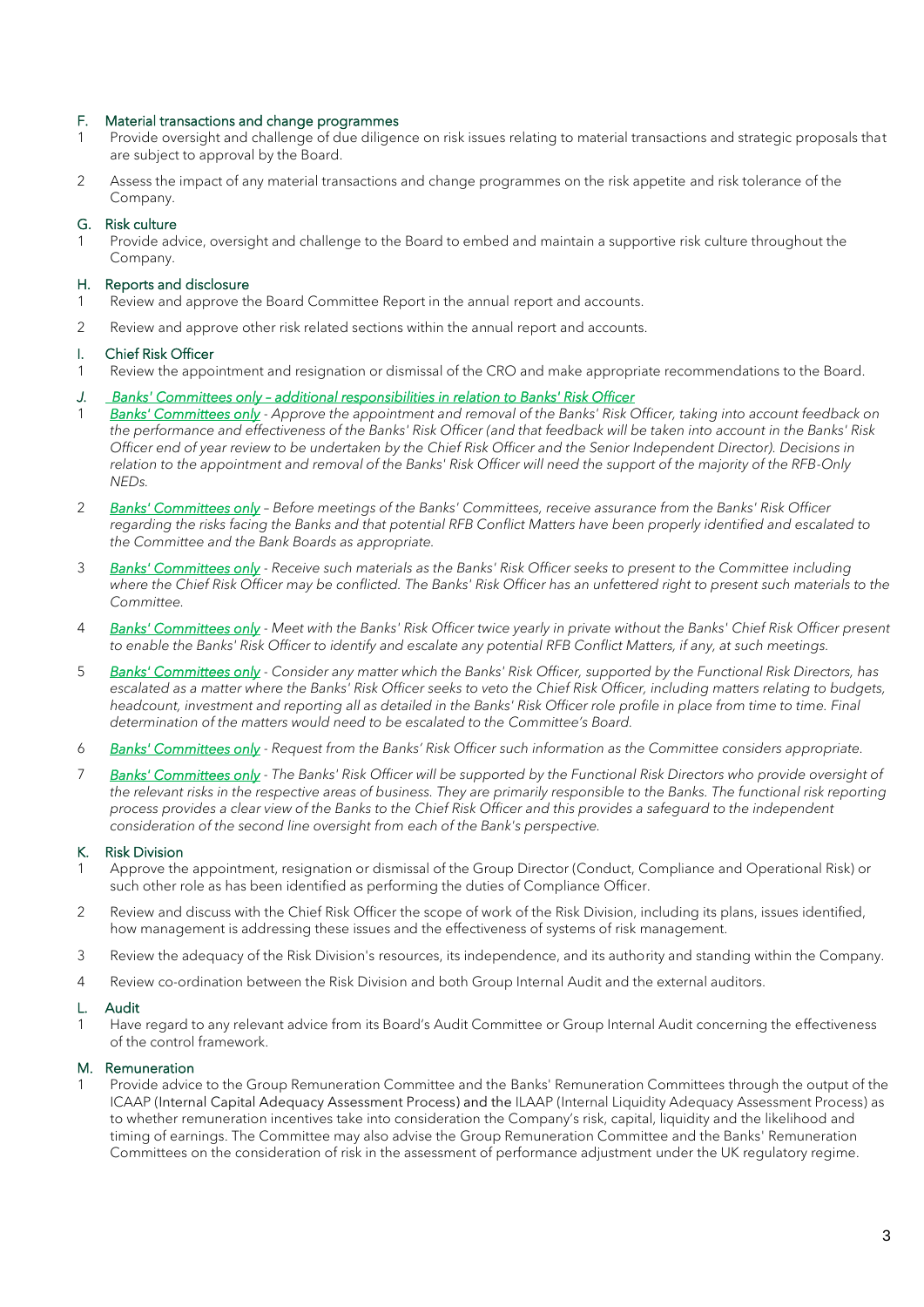## F. Material transactions and change programmes

1. Provide oversight and challenge of due diligence on risk issues relating to material transactions and strategic proposals that are subject to approval by the Board.
2. Assess the impact of any material transactions and change programmes on the risk appetite and risk tolerance of the Company.

## G. Risk culture

1. Provide advice, oversight and challenge to the Board to embed and maintain a supportive risk culture throughout the Company.

## H. Reports and disclosure

1. Review and approve the Board Committee Report in the annual report and accounts.
2. Review and approve other risk related sections within the annual report and accounts.

## I. Chief Risk Officer

1. Review the appointment and resignation or dismissal of the CRO and make appropriate recommendations to the Board.

## *J. Banks' Committees only – additional responsibilities in relation to Banks' Risk Officer*

1. *Banks' Committees only - Approve the appointment and removal of the Banks' Risk Officer, taking into account feedback on the performance and effectiveness of the Banks' Risk Officer (and that feedback will be taken into account in the Banks' Risk Officer end of year review to be undertaken by the Chief Risk Officer and the Senior Independent Director). Decisions in relation to the appointment and removal of the Banks' Risk Officer will need the support of the majority of the RFB-Only NEDs.*
2. *Banks' Committees only – Before meetings of the Banks' Committees, receive assurance from the Banks' Risk Officer regarding the risks facing the Banks and that potential RFB Conflict Matters have been properly identified and escalated to the Committee and the Bank Boards as appropriate.*
3. *Banks' Committees only - Receive such materials as the Banks' Risk Officer seeks to present to the Committee including where the Chief Risk Officer may be conflicted. The Banks' Risk Officer has an unfettered right to present such materials to the Committee.*
4. *Banks' Committees only - Meet with the Banks' Risk Officer twice yearly in private without the Banks' Chief Risk Officer present to enable the Banks' Risk Officer to identify and escalate any potential RFB Conflict Matters, if any, at such meetings.*
5. *Banks' Committees only - Consider any matter which the Banks' Risk Officer, supported by the Functional Risk Directors, has escalated as a matter where the Banks' Risk Officer seeks to veto the Chief Risk Officer, including matters relating to budgets, headcount, investment and reporting all as detailed in the Banks' Risk Officer role profile in place from time to time. Final determination of the matters would need to be escalated to the Committee's Board.*
6. *Banks' Committees only - Request from the Banks' Risk Officer such information as the Committee considers appropriate.*
7. *Banks' Committees only - The Banks' Risk Officer will be supported by the Functional Risk Directors who provide oversight of the relevant risks in the respective areas of business. They are primarily responsible to the Banks. The functional risk reporting process provides a clear view of the Banks to the Chief Risk Officer and this provides a safeguard to the independent consideration of the second line oversight from each of the Bank's perspective.*

## K. Risk Division

1. Approve the appointment, resignation or dismissal of the Group Director (Conduct, Compliance and Operational Risk) or such other role as has been identified as performing the duties of Compliance Officer.
2. Review and discuss with the Chief Risk Officer the scope of work of the Risk Division, including its plans, issues identified, how management is addressing these issues and the effectiveness of systems of risk management.
3. Review the adequacy of the Risk Division's resources, its independence, and its authority and standing within the Company.
4. Review co-ordination between the Risk Division and both Group Internal Audit and the external auditors.

## L. Audit

1. Have regard to any relevant advice from its Board's Audit Committee or Group Internal Audit concerning the effectiveness of the control framework.

## M. Remuneration

1. Provide advice to the Group Remuneration Committee and the Banks' Remuneration Committees through the output of the ICAAP (Internal Capital Adequacy Assessment Process) and the ILAAP (Internal Liquidity Adequacy Assessment Process) as to whether remuneration incentives take into consideration the Company's risk, capital, liquidity and the likelihood and timing of earnings. The Committee may also advise the Group Remuneration Committee and the Banks' Remuneration Committees on the consideration of risk in the assessment of performance adjustment under the UK regulatory regime.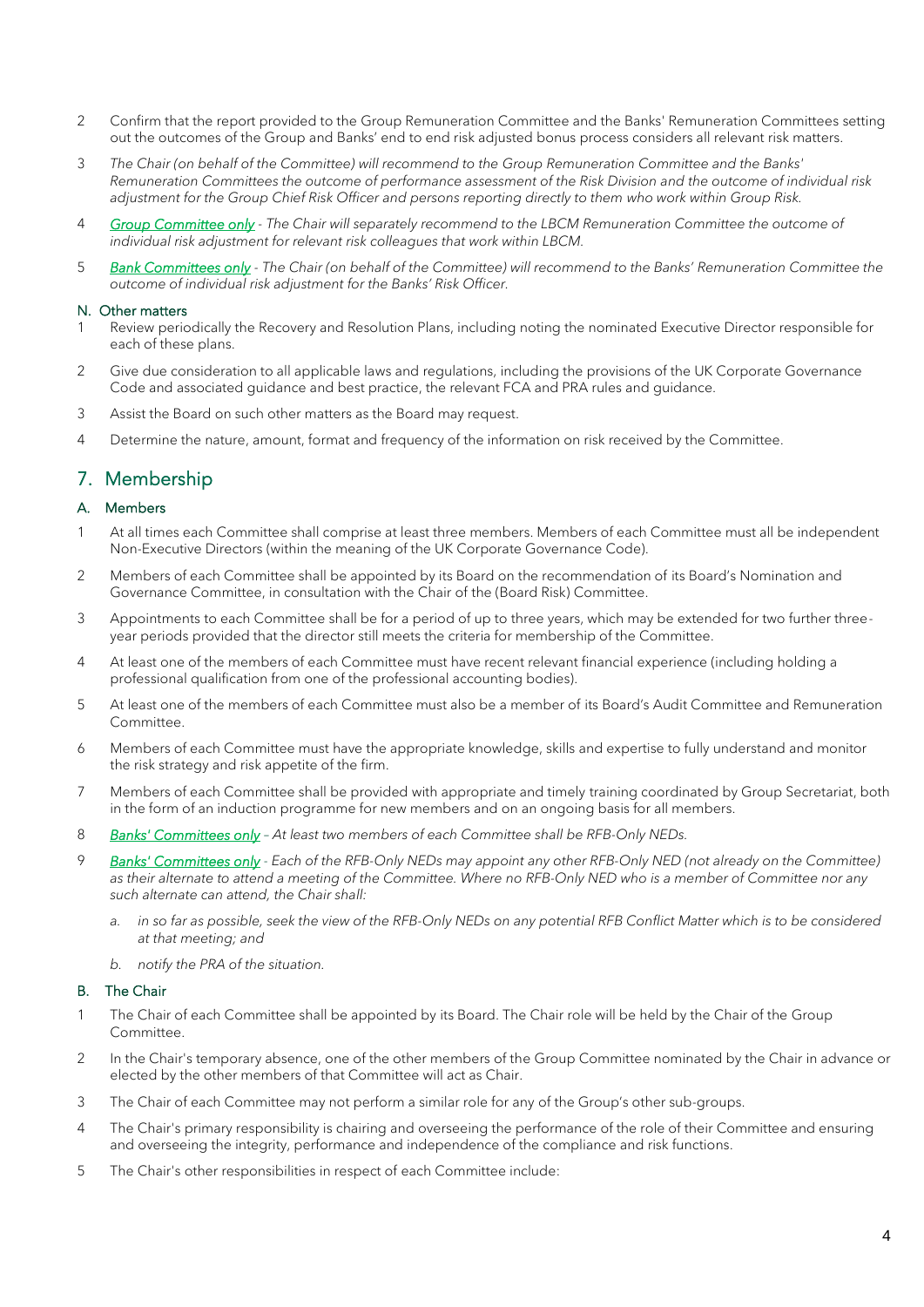2 Confirm that the report provided to the Group Remuneration Committee and the Banks' Remuneration Committees setting out the outcomes of the Group and Banks' end to end risk adjusted bonus process considers all relevant risk matters.

3 *The Chair (on behalf of the Committee) will recommend to the Group Remuneration Committee and the Banks' Remuneration Committees the outcome of performance assessment of the Risk Division and the outcome of individual risk adjustment for the Group Chief Risk Officer and persons reporting directly to them who work within Group Risk.*

4 *Group Committee only - The Chair will separately recommend to the LBCM Remuneration Committee the outcome of individual risk adjustment for relevant risk colleagues that work within LBCM.*

5 *Bank Committees only - The Chair (on behalf of the Committee) will recommend to the Banks' Remuneration Committee the outcome of individual risk adjustment for the Banks' Risk Officer.*

### N. Other matters

1 Review periodically the Recovery and Resolution Plans, including noting the nominated Executive Director responsible for each of these plans.

2 Give due consideration to all applicable laws and regulations, including the provisions of the UK Corporate Governance Code and associated guidance and best practice, the relevant FCA and PRA rules and guidance.

3 Assist the Board on such other matters as the Board may request.

4 Determine the nature, amount, format and frequency of the information on risk received by the Committee.

## 7. Membership

### A. Members

1 At all times each Committee shall comprise at least three members. Members of each Committee must all be independent Non-Executive Directors (within the meaning of the UK Corporate Governance Code).

2 Members of each Committee shall be appointed by its Board on the recommendation of its Board's Nomination and Governance Committee, in consultation with the Chair of the (Board Risk) Committee.

3 Appointments to each Committee shall be for a period of up to three years, which may be extended for two further three-year periods provided that the director still meets the criteria for membership of the Committee.

4 At least one of the members of each Committee must have recent relevant financial experience (including holding a professional qualification from one of the professional accounting bodies).

5 At least one of the members of each Committee must also be a member of its Board's Audit Committee and Remuneration Committee.

6 Members of each Committee must have the appropriate knowledge, skills and expertise to fully understand and monitor the risk strategy and risk appetite of the firm.

7 Members of each Committee shall be provided with appropriate and timely training coordinated by Group Secretariat, both in the form of an induction programme for new members and on an ongoing basis for all members.

8 *Banks' Committees only – At least two members of each Committee shall be RFB-Only NEDs.*

9 *Banks' Committees only - Each of the RFB-Only NEDs may appoint any other RFB-Only NED (not already on the Committee) as their alternate to attend a meeting of the Committee. Where no RFB-Only NED who is a member of Committee nor any such alternate can attend, the Chair shall:*

   a. *in so far as possible, seek the view of the RFB-Only NEDs on any potential RFB Conflict Matter which is to be considered at that meeting; and*

   b. *notify the PRA of the situation.*

### B. The Chair

1 The Chair of each Committee shall be appointed by its Board. The Chair role will be held by the Chair of the Group Committee.

2 In the Chair's temporary absence, one of the other members of the Group Committee nominated by the Chair in advance or elected by the other members of that Committee will act as Chair.

3 The Chair of each Committee may not perform a similar role for any of the Group's other sub-groups.

4 The Chair's primary responsibility is chairing and overseeing the performance of the role of their Committee and ensuring and overseeing the integrity, performance and independence of the compliance and risk functions.

5 The Chair's other responsibilities in respect of each Committee include: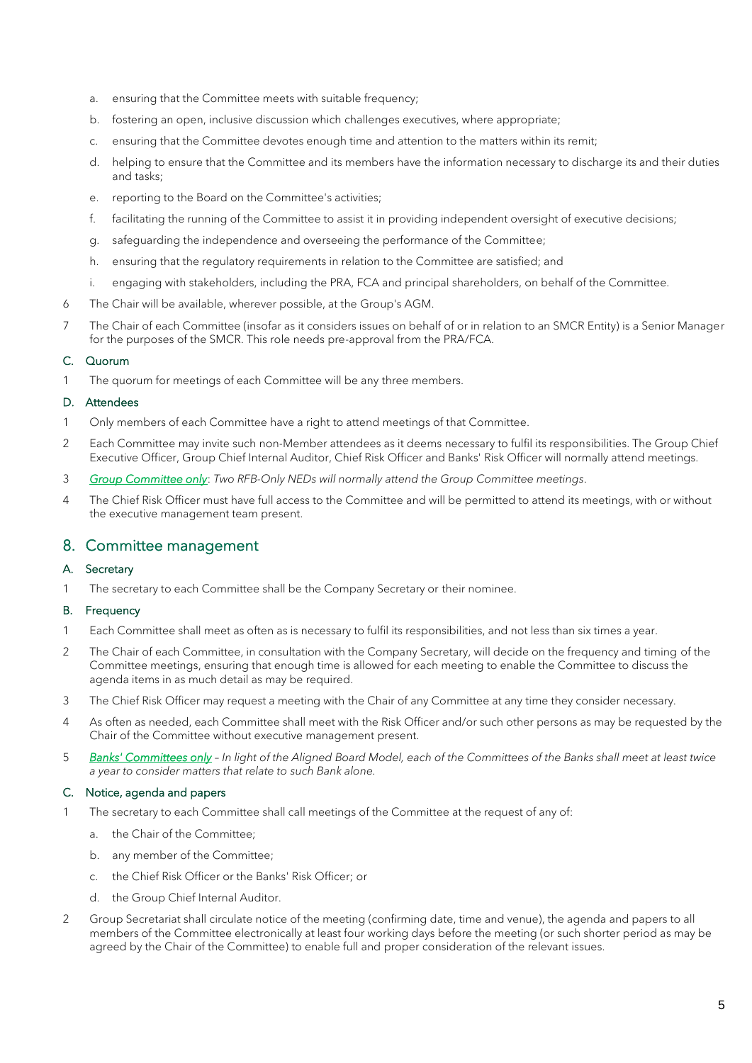a. ensuring that the Committee meets with suitable frequency;

b. fostering an open, inclusive discussion which challenges executives, where appropriate;

c. ensuring that the Committee devotes enough time and attention to the matters within its remit;

d. helping to ensure that the Committee and its members have the information necessary to discharge its and their duties and tasks;

e. reporting to the Board on the Committee's activities;

f. facilitating the running of the Committee to assist it in providing independent oversight of executive decisions;

g. safeguarding the independence and overseeing the performance of the Committee;

h. ensuring that the regulatory requirements in relation to the Committee are satisfied; and

i. engaging with stakeholders, including the PRA, FCA and principal shareholders, on behalf of the Committee.

6 The Chair will be available, wherever possible, at the Group's AGM.

7 The Chair of each Committee (insofar as it considers issues on behalf of or in relation to an SMCR Entity) is a Senior Manager for the purposes of the SMCR. This role needs pre-approval from the PRA/FCA.

### C. Quorum

1 The quorum for meetings of each Committee will be any three members.

### D. Attendees

1 Only members of each Committee have a right to attend meetings of that Committee.

2 Each Committee may invite such non-Member attendees as it deems necessary to fulfil its responsibilities. The Group Chief Executive Officer, Group Chief Internal Auditor, Chief Risk Officer and Banks' Risk Officer will normally attend meetings.

3 *Group Committee only: Two RFB-Only NEDs will normally attend the Group Committee meetings.*

4 The Chief Risk Officer must have full access to the Committee and will be permitted to attend its meetings, with or without the executive management team present.

## 8. Committee management

### A. Secretary

1 The secretary to each Committee shall be the Company Secretary or their nominee.

### B. Frequency

1 Each Committee shall meet as often as is necessary to fulfil its responsibilities, and not less than six times a year.

2 The Chair of each Committee, in consultation with the Company Secretary, will decide on the frequency and timing of the Committee meetings, ensuring that enough time is allowed for each meeting to enable the Committee to discuss the agenda items in as much detail as may be required.

3 The Chief Risk Officer may request a meeting with the Chair of any Committee at any time they consider necessary.

4 As often as needed, each Committee shall meet with the Risk Officer and/or such other persons as may be requested by the Chair of the Committee without executive management present.

5 *Banks' Committees only – In light of the Aligned Board Model, each of the Committees of the Banks shall meet at least twice a year to consider matters that relate to such Bank alone.*

### C. Notice, agenda and papers

1 The secretary to each Committee shall call meetings of the Committee at the request of any of:

a. the Chair of the Committee;

b. any member of the Committee;

c. the Chief Risk Officer or the Banks' Risk Officer; or

d. the Group Chief Internal Auditor.

2 Group Secretariat shall circulate notice of the meeting (confirming date, time and venue), the agenda and papers to all members of the Committee electronically at least four working days before the meeting (or such shorter period as may be agreed by the Chair of the Committee) to enable full and proper consideration of the relevant issues.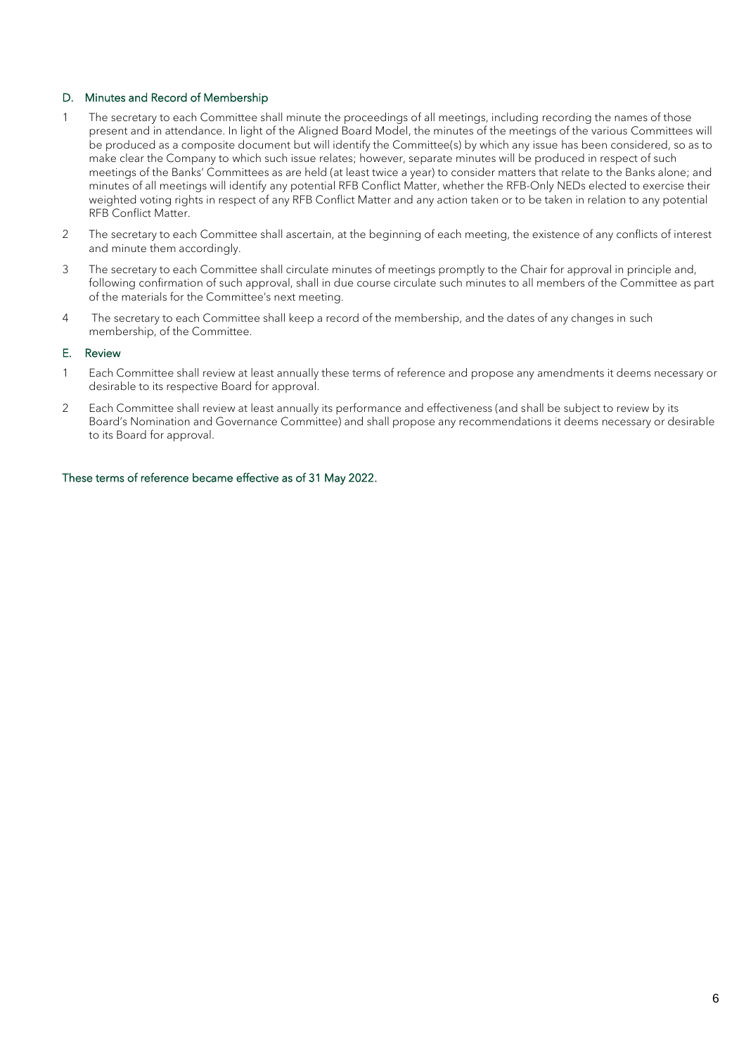## D. Minutes and Record of Membership

1. The secretary to each Committee shall minute the proceedings of all meetings, including recording the names of those present and in attendance. In light of the Aligned Board Model, the minutes of the meetings of the various Committees will be produced as a composite document but will identify the Committee(s) by which any issue has been considered, so as to make clear the Company to which such issue relates; however, separate minutes will be produced in respect of such meetings of the Banks' Committees as are held (at least twice a year) to consider matters that relate to the Banks alone; and minutes of all meetings will identify any potential RFB Conflict Matter, whether the RFB-Only NEDs elected to exercise their weighted voting rights in respect of any RFB Conflict Matter and any action taken or to be taken in relation to any potential RFB Conflict Matter.
2. The secretary to each Committee shall ascertain, at the beginning of each meeting, the existence of any conflicts of interest and minute them accordingly.
3. The secretary to each Committee shall circulate minutes of meetings promptly to the Chair for approval in principle and, following confirmation of such approval, shall in due course circulate such minutes to all members of the Committee as part of the materials for the Committee's next meeting.
4. The secretary to each Committee shall keep a record of the membership, and the dates of any changes in such membership, of the Committee.

## E. Review

1. Each Committee shall review at least annually these terms of reference and propose any amendments it deems necessary or desirable to its respective Board for approval.
2. Each Committee shall review at least annually its performance and effectiveness (and shall be subject to review by its Board's Nomination and Governance Committee) and shall propose any recommendations it deems necessary or desirable to its Board for approval.

These terms of reference became effective as of 31 May 2022.